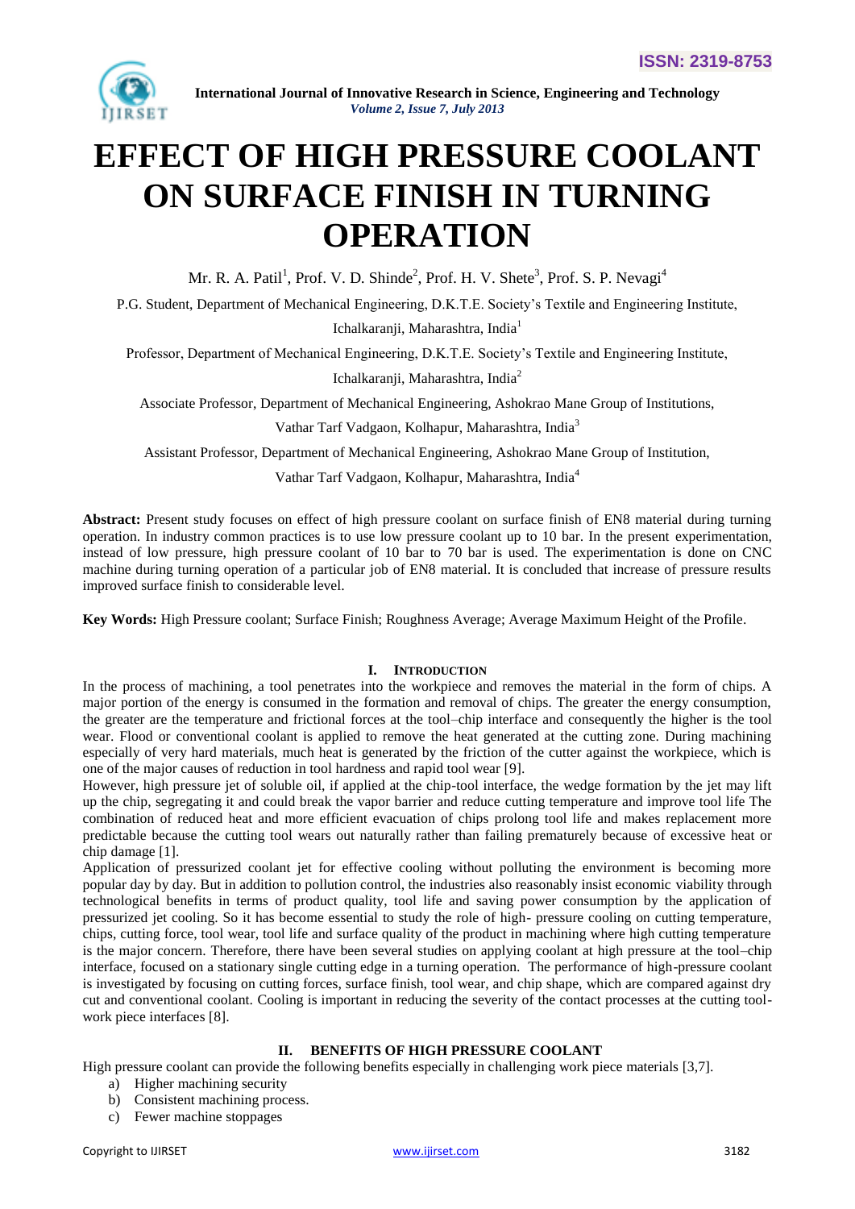# EFFECT OF HIGH PRESSURE COOLANT ON SURFACE FINISH IN TURNING OPERATION

Mr. R. A. Patil[1], Prof. V. D. Shinde[2], Prof. H. V. Shete[3], Prof. S. P. Nevagi[4]

P.G. Student, Department of Mechanical Engineering, D.K.T.E. Society's Textile and Engineering Institute, Ichalkaranji, Maharashtra, India[1]

Professor, Department of Mechanical Engineering, D.K.T.E. Society's Textile and Engineering Institute, Ichalkaranji, Maharashtra, India[2]

Associate Professor, Department of Mechanical Engineering, Ashokrao Mane Group of Institutions, Vathar Tarf Vadgaon, Kolhapur, Maharashtra, India[3]

Assistant Professor, Department of Mechanical Engineering, Ashokrao Mane Group of Institution, Vathar Tarf Vadgaon, Kolhapur, Maharashtra, India[4]

**Abstract:** Present study focuses on effect of high pressure coolant on surface finish of EN8 material during turning operation. In industry common practices is to use low pressure coolant up to 10 bar. In the present experimentation, instead of low pressure, high pressure coolant of 10 bar to 70 bar is used. The experimentation is done on CNC machine during turning operation of a particular job of EN8 material. It is concluded that increase of pressure results improved surface finish to considerable level.

**Key Words:** High Pressure coolant; Surface Finish; Roughness Average; Average Maximum Height of the Profile.

## I. INTRODUCTION

In the process of machining, a tool penetrates into the workpiece and removes the material in the form of chips. A major portion of the energy is consumed in the formation and removal of chips. The greater the energy consumption, the greater are the temperature and frictional forces at the tool–chip interface and consequently the higher is the tool wear. Flood or conventional coolant is applied to remove the heat generated at the cutting zone. During machining especially of very hard materials, much heat is generated by the friction of the cutter against the workpiece, which is one of the major causes of reduction in tool hardness and rapid tool wear [9].

However, high pressure jet of soluble oil, if applied at the chip-tool interface, the wedge formation by the jet may lift up the chip, segregating it and could break the vapor barrier and reduce cutting temperature and improve tool life The combination of reduced heat and more efficient evacuation of chips prolong tool life and makes replacement more predictable because the cutting tool wears out naturally rather than failing prematurely because of excessive heat or chip damage [1].

Application of pressurized coolant jet for effective cooling without polluting the environment is becoming more popular day by day. But in addition to pollution control, the industries also reasonably insist economic viability through technological benefits in terms of product quality, tool life and saving power consumption by the application of pressurized jet cooling. So it has become essential to study the role of high- pressure cooling on cutting temperature, chips, cutting force, tool wear, tool life and surface quality of the product in machining where high cutting temperature is the major concern. Therefore, there have been several studies on applying coolant at high pressure at the tool–chip interface, focused on a stationary single cutting edge in a turning operation. The performance of high-pressure coolant is investigated by focusing on cutting forces, surface finish, tool wear, and chip shape, which are compared against dry cut and conventional coolant. Cooling is important in reducing the severity of the contact processes at the cutting tool-work piece interfaces [8].

## II. BENEFITS OF HIGH PRESSURE COOLANT

High pressure coolant can provide the following benefits especially in challenging work piece materials [3,7].

a) Higher machining security
b) Consistent machining process.
c) Fewer machine stoppages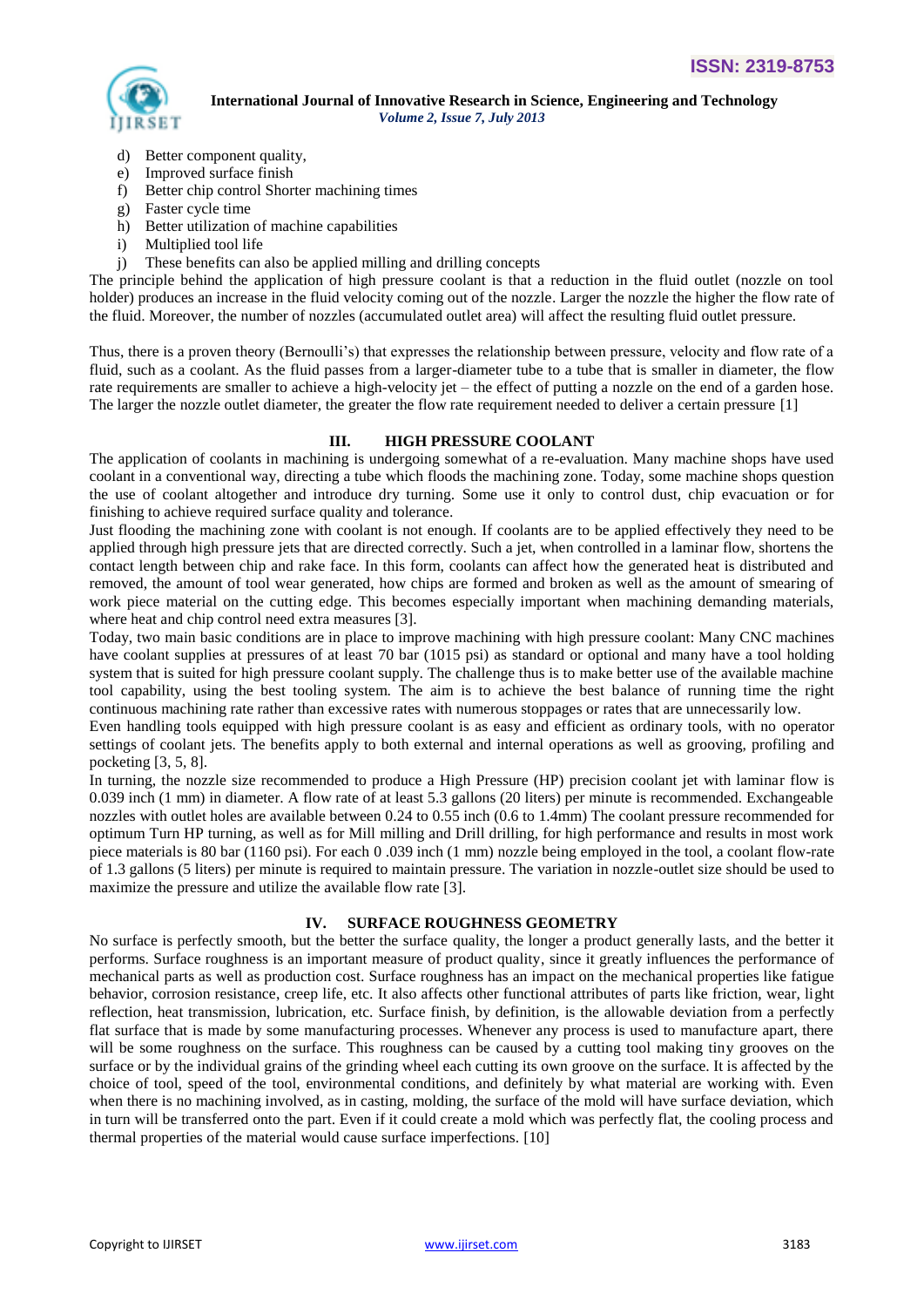d) Better component quality,
e) Improved surface finish
f) Better chip control Shorter machining times
g) Faster cycle time
h) Better utilization of machine capabilities
i) Multiplied tool life
j) These benefits can also be applied milling and drilling concepts

The principle behind the application of high pressure coolant is that a reduction in the fluid outlet (nozzle on tool holder) produces an increase in the fluid velocity coming out of the nozzle. Larger the nozzle the higher the flow rate of the fluid. Moreover, the number of nozzles (accumulated outlet area) will affect the resulting fluid outlet pressure.

Thus, there is a proven theory (Bernoulli's) that expresses the relationship between pressure, velocity and flow rate of a fluid, such as a coolant. As the fluid passes from a larger-diameter tube to a tube that is smaller in diameter, the flow rate requirements are smaller to achieve a high-velocity jet – the effect of putting a nozzle on the end of a garden hose. The larger the nozzle outlet diameter, the greater the flow rate requirement needed to deliver a certain pressure [1]

## III. HIGH PRESSURE COOLANT

The application of coolants in machining is undergoing somewhat of a re-evaluation. Many machine shops have used coolant in a conventional way, directing a tube which floods the machining zone. Today, some machine shops question the use of coolant altogether and introduce dry turning. Some use it only to control dust, chip evacuation or for finishing to achieve required surface quality and tolerance.

Just flooding the machining zone with coolant is not enough. If coolants are to be applied effectively they need to be applied through high pressure jets that are directed correctly. Such a jet, when controlled in a laminar flow, shortens the contact length between chip and rake face. In this form, coolants can affect how the generated heat is distributed and removed, the amount of tool wear generated, how chips are formed and broken as well as the amount of smearing of work piece material on the cutting edge. This becomes especially important when machining demanding materials, where heat and chip control need extra measures [3].

Today, two main basic conditions are in place to improve machining with high pressure coolant: Many CNC machines have coolant supplies at pressures of at least 70 bar (1015 psi) as standard or optional and many have a tool holding system that is suited for high pressure coolant supply. The challenge thus is to make better use of the available machine tool capability, using the best tooling system. The aim is to achieve the best balance of running time the right continuous machining rate rather than excessive rates with numerous stoppages or rates that are unnecessarily low.

Even handling tools equipped with high pressure coolant is as easy and efficient as ordinary tools, with no operator settings of coolant jets. The benefits apply to both external and internal operations as well as grooving, profiling and pocketing [3, 5, 8].

In turning, the nozzle size recommended to produce a High Pressure (HP) precision coolant jet with laminar flow is 0.039 inch (1 mm) in diameter. A flow rate of at least 5.3 gallons (20 liters) per minute is recommended. Exchangeable nozzles with outlet holes are available between 0.24 to 0.55 inch (0.6 to 1.4mm) The coolant pressure recommended for optimum Turn HP turning, as well as for Mill milling and Drill drilling, for high performance and results in most work piece materials is 80 bar (1160 psi). For each 0 .039 inch (1 mm) nozzle being employed in the tool, a coolant flow-rate of 1.3 gallons (5 liters) per minute is required to maintain pressure. The variation in nozzle-outlet size should be used to maximize the pressure and utilize the available flow rate [3].

## IV. SURFACE ROUGHNESS GEOMETRY

No surface is perfectly smooth, but the better the surface quality, the longer a product generally lasts, and the better it performs. Surface roughness is an important measure of product quality, since it greatly influences the performance of mechanical parts as well as production cost. Surface roughness has an impact on the mechanical properties like fatigue behavior, corrosion resistance, creep life, etc. It also affects other functional attributes of parts like friction, wear, light reflection, heat transmission, lubrication, etc. Surface finish, by definition, is the allowable deviation from a perfectly flat surface that is made by some manufacturing processes. Whenever any process is used to manufacture apart, there will be some roughness on the surface. This roughness can be caused by a cutting tool making tiny grooves on the surface or by the individual grains of the grinding wheel each cutting its own groove on the surface. It is affected by the choice of tool, speed of the tool, environmental conditions, and definitely by what material are working with. Even when there is no machining involved, as in casting, molding, the surface of the mold will have surface deviation, which in turn will be transferred onto the part. Even if it could create a mold which was perfectly flat, the cooling process and thermal properties of the material would cause surface imperfections. [10]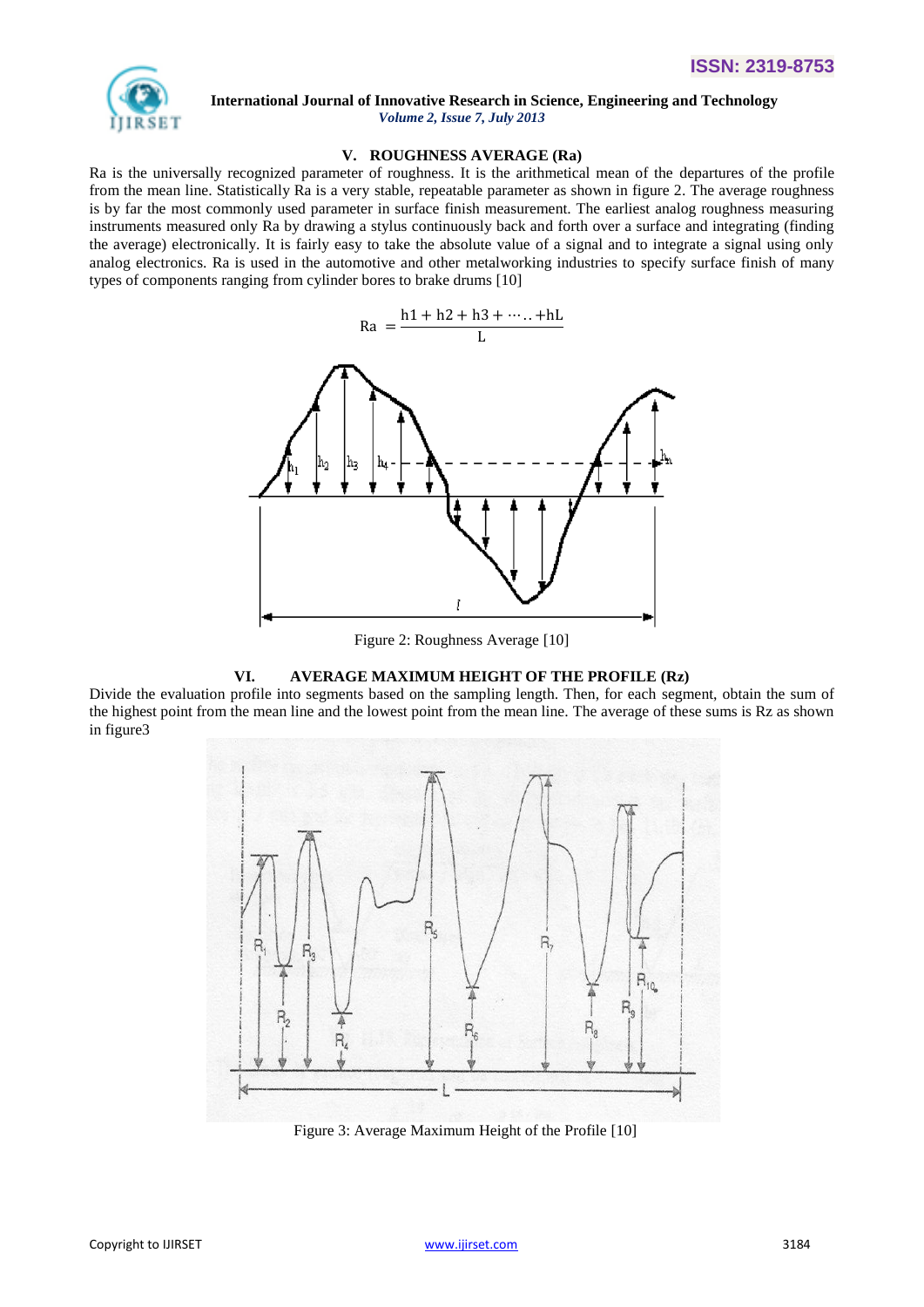## V. ROUGHNESS AVERAGE (Ra)

Ra is the universally recognized parameter of roughness. It is the arithmetical mean of the departures of the profile from the mean line. Statistically Ra is a very stable, repeatable parameter as shown in figure 2. The average roughness is by far the most commonly used parameter in surface finish measurement. The earliest analog roughness measuring instruments measured only Ra by drawing a stylus continuously back and forth over a surface and integrating (finding the average) electronically. It is fairly easy to take the absolute value of a signal and to integrate a signal using only analog electronics. Ra is used in the automotive and other metalworking industries to specify surface finish of many types of components ranging from cylinder bores to brake drums [10]

$$Ra = \frac{h1 + h2 + h3 + \cdots .. + hL}{L}$$

Figure 2: Roughness Average [10]

## VI. AVERAGE MAXIMUM HEIGHT OF THE PROFILE (Rz)

Divide the evaluation profile into segments based on the sampling length. Then, for each segment, obtain the sum of the highest point from the mean line and the lowest point from the mean line. The average of these sums is Rz as shown in figure3

Figure 3: Average Maximum Height of the Profile [10]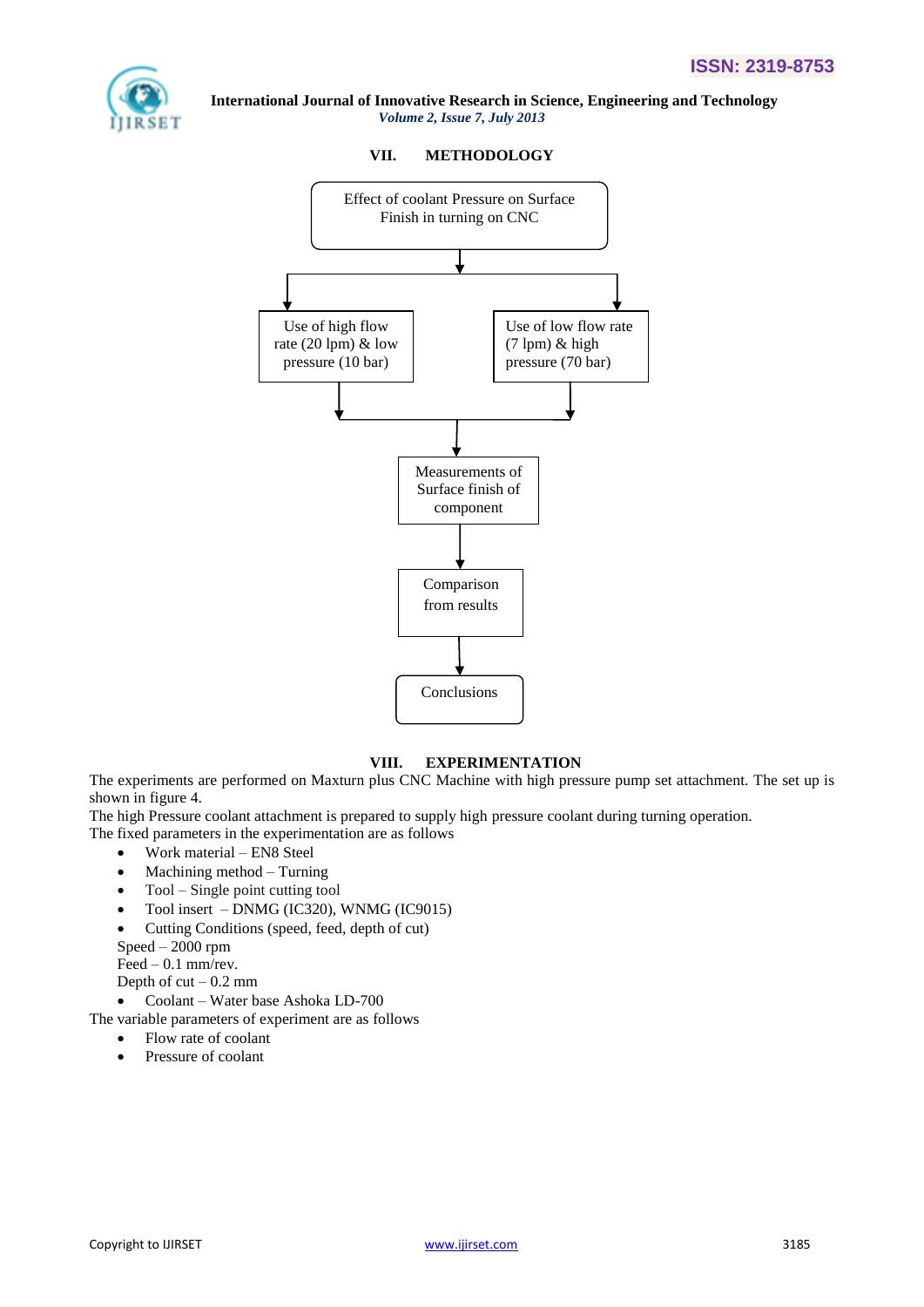## VII. METHODOLOGY

Effect of coolant Pressure on Surface Finish in turning on CNC

Use of high flow rate (20 lpm) & low pressure (10 bar)

Use of low flow rate (7 lpm) & high pressure (70 bar)

Measurements of Surface finish of component

Comparison from results

Conclusions

## VIII. EXPERIMENTATION

The experiments are performed on Maxturn plus CNC Machine with high pressure pump set attachment. The set up is shown in figure 4.

The high Pressure coolant attachment is prepared to supply high pressure coolant during turning operation.

The fixed parameters in the experimentation are as follows

- Work material – EN8 Steel
- Machining method – Turning
- Tool – Single point cutting tool
- Tool insert – DNMG (IC320), WNMG (IC9015)
- Cutting Conditions (speed, feed, depth of cut)

Speed – 2000 rpm
Feed – 0.1 mm/rev.
Depth of cut – 0.2 mm

- Coolant – Water base Ashoka LD-700

The variable parameters of experiment are as follows

- Flow rate of coolant
- Pressure of coolant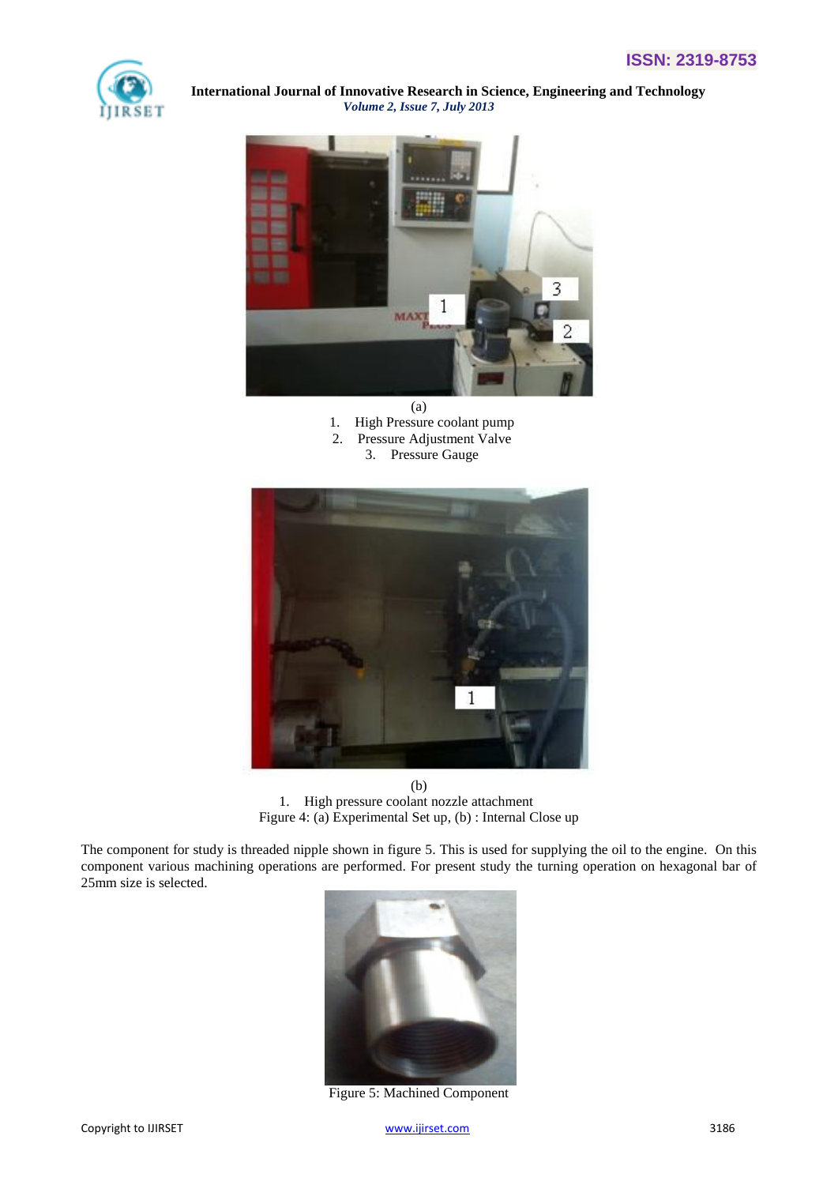(a)

1. High Pressure coolant pump
2. Pressure Adjustment Valve
3. Pressure Gauge

(b)

1. High pressure coolant nozzle attachment

Figure 4: (a) Experimental Set up, (b) : Internal Close up

The component for study is threaded nipple shown in figure 5. This is used for supplying the oil to the engine. On this component various machining operations are performed. For present study the turning operation on hexagonal bar of 25mm size is selected.

Figure 5: Machined Component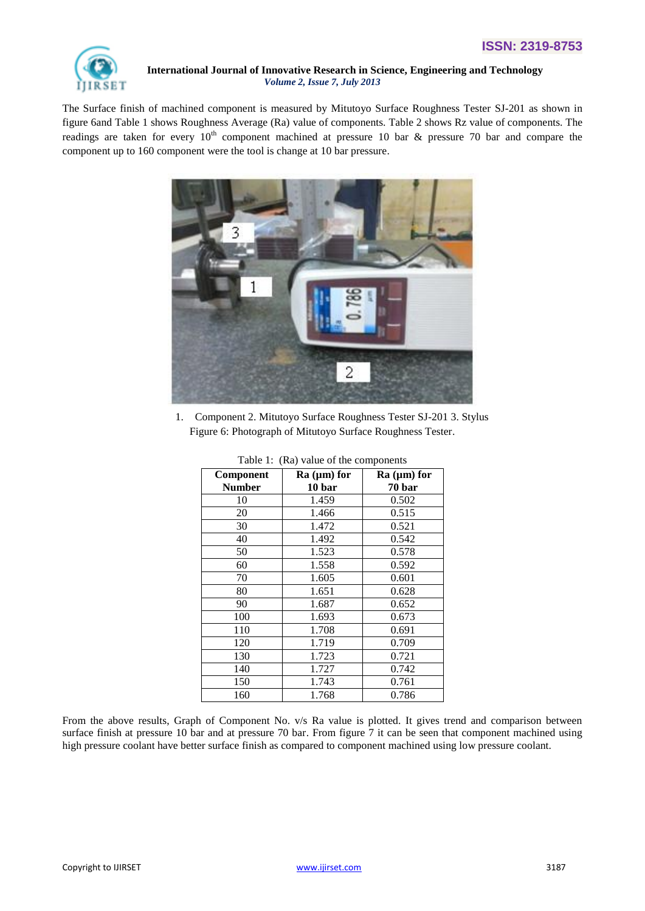The Surface finish of machined component is measured by Mitutoyo Surface Roughness Tester SJ-201 as shown in figure 6and Table 1 shows Roughness Average (Ra) value of components. Table 2 shows Rz value of components. The readings are taken for every 10$^{th}$ component machined at pressure 10 bar & pressure 70 bar and compare the component up to 160 component were the tool is change at 10 bar pressure.

1. Component 2. Mitutoyo Surface Roughness Tester SJ-201 3. Stylus

Figure 6: Photograph of Mitutoyo Surface Roughness Tester.

Table 1: (Ra) value of the components

| Component Number | Ra (µm) for 10 bar | Ra (µm) for 70 bar |
|---|---|---|
| 10 | 1.459 | 0.502 |
| 20 | 1.466 | 0.515 |
| 30 | 1.472 | 0.521 |
| 40 | 1.492 | 0.542 |
| 50 | 1.523 | 0.578 |
| 60 | 1.558 | 0.592 |
| 70 | 1.605 | 0.601 |
| 80 | 1.651 | 0.628 |
| 90 | 1.687 | 0.652 |
| 100 | 1.693 | 0.673 |
| 110 | 1.708 | 0.691 |
| 120 | 1.719 | 0.709 |
| 130 | 1.723 | 0.721 |
| 140 | 1.727 | 0.742 |
| 150 | 1.743 | 0.761 |
| 160 | 1.768 | 0.786 |

From the above results, Graph of Component No. v/s Ra value is plotted. It gives trend and comparison between surface finish at pressure 10 bar and at pressure 70 bar. From figure 7 it can be seen that component machined using high pressure coolant have better surface finish as compared to component machined using low pressure coolant.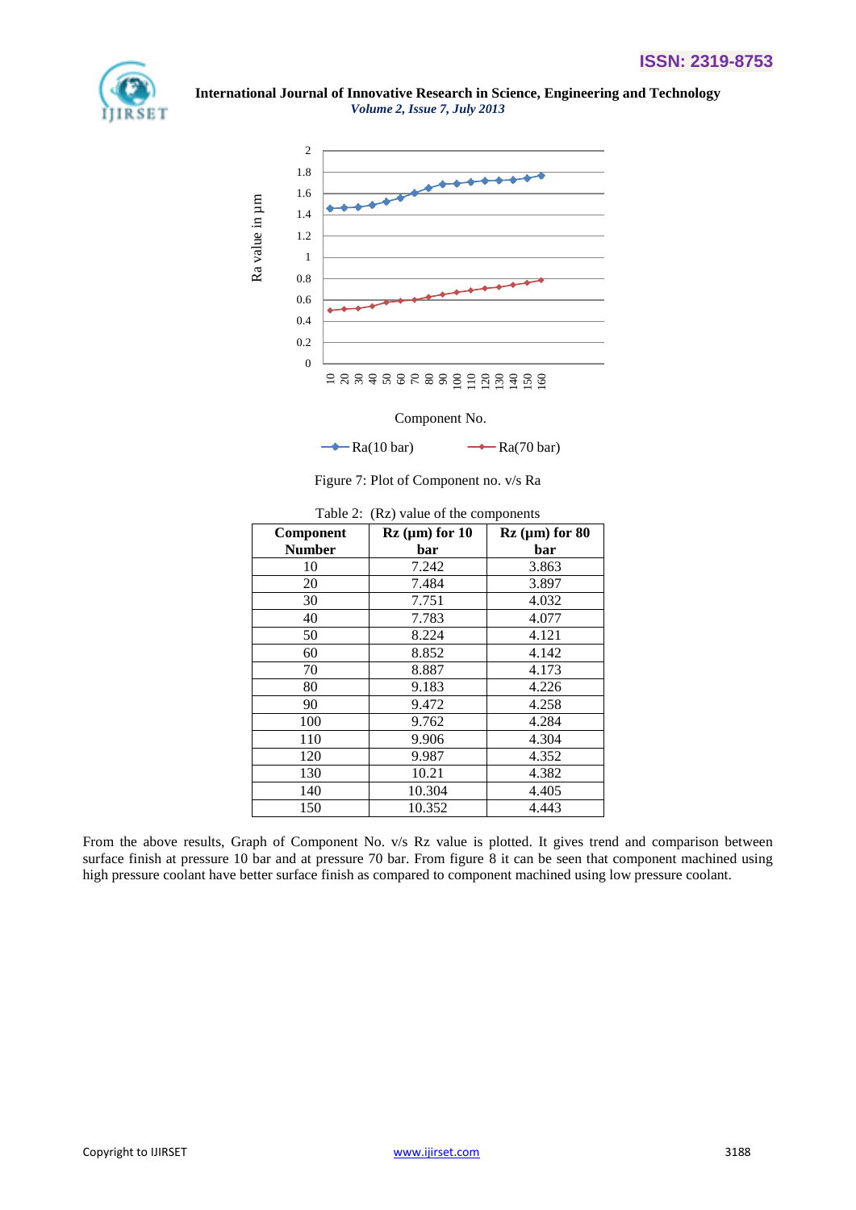Figure 7: Plot of Component no. v/s Ra

Table 2: (Rz) value of the components

| Component Number | Rz (µm) for 10 bar | Rz (µm) for 80 bar |
|---|---|---|
| 10 | 7.242 | 3.863 |
| 20 | 7.484 | 3.897 |
| 30 | 7.751 | 4.032 |
| 40 | 7.783 | 4.077 |
| 50 | 8.224 | 4.121 |
| 60 | 8.852 | 4.142 |
| 70 | 8.887 | 4.173 |
| 80 | 9.183 | 4.226 |
| 90 | 9.472 | 4.258 |
| 100 | 9.762 | 4.284 |
| 110 | 9.906 | 4.304 |
| 120 | 9.987 | 4.352 |
| 130 | 10.21 | 4.382 |
| 140 | 10.304 | 4.405 |
| 150 | 10.352 | 4.443 |

From the above results, Graph of Component No. v/s Rz value is plotted. It gives trend and comparison between surface finish at pressure 10 bar and at pressure 70 bar. From figure 8 it can be seen that component machined using high pressure coolant have better surface finish as compared to component machined using low pressure coolant.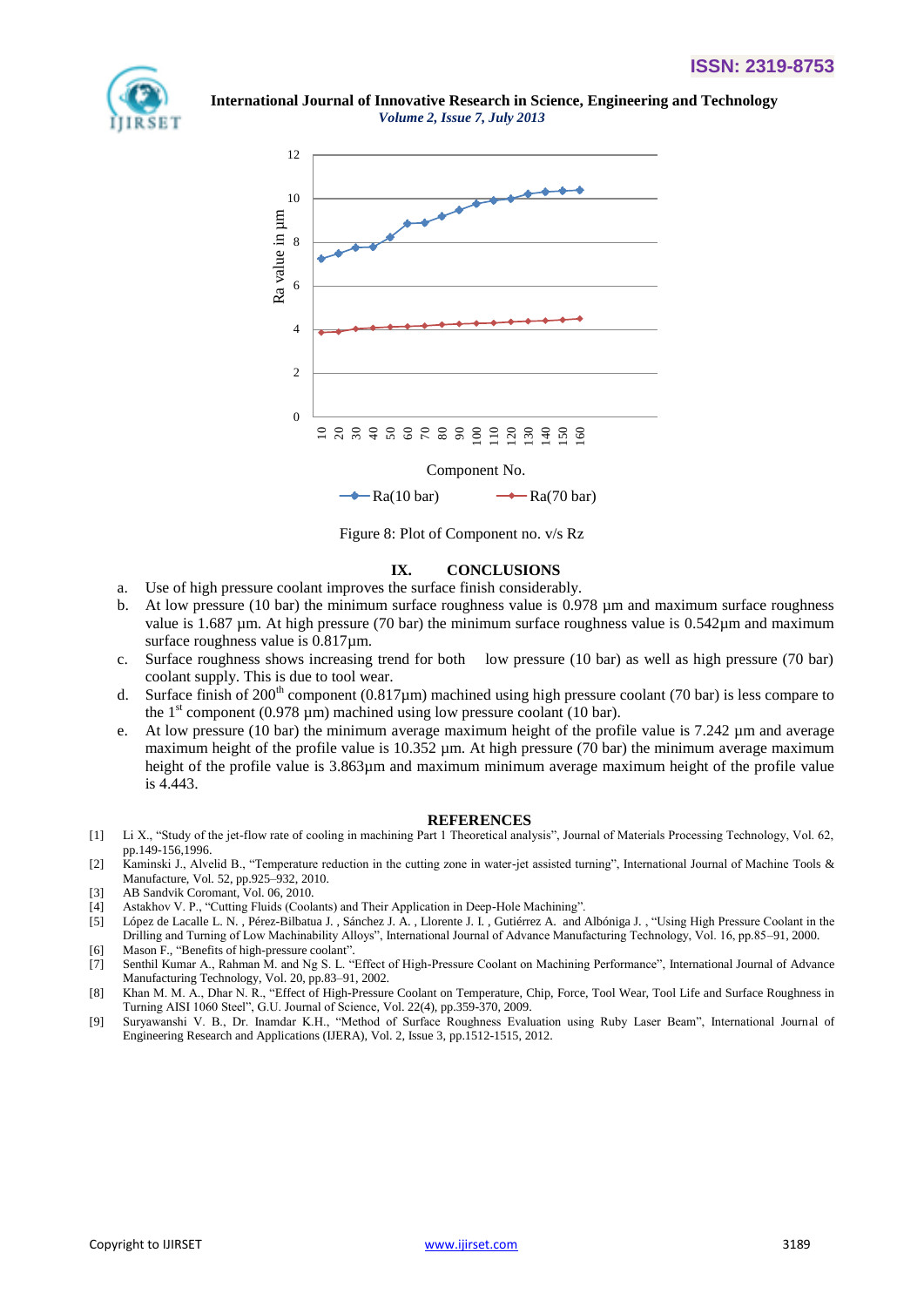12

10

8

6

4

2

0

Ra value in µm

10 20 30 40 50 60 70 80 90 100 110 120 130 140 150 160

Component No.

Ra(10 bar)    Ra(70 bar)

Figure 8: Plot of Component no. v/s Rz

## IX. CONCLUSIONS

a. Use of high pressure coolant improves the surface finish considerably.
b. At low pressure (10 bar) the minimum surface roughness value is 0.978 µm and maximum surface roughness value is 1.687 µm. At high pressure (70 bar) the minimum surface roughness value is 0.542µm and maximum surface roughness value is 0.817µm.
c. Surface roughness shows increasing trend for both low pressure (10 bar) as well as high pressure (70 bar) coolant supply. This is due to tool wear.
d. Surface finish of 200$^{th}$ component (0.817µm) machined using high pressure coolant (70 bar) is less compare to the 1$^{st}$ component (0.978 µm) machined using low pressure coolant (10 bar).
e. At low pressure (10 bar) the minimum average maximum height of the profile value is 7.242 µm and average maximum height of the profile value is 10.352 µm. At high pressure (70 bar) the minimum average maximum height of the profile value is 3.863µm and maximum minimum average maximum height of the profile value is 4.443.

## REFERENCES

[1] Li X., "Study of the jet-flow rate of cooling in machining Part 1 Theoretical analysis", Journal of Materials Processing Technology, Vol. 62, pp.149-156,1996.

[2] Kaminski J., Alvelid B., "Temperature reduction in the cutting zone in water-jet assisted turning", International Journal of Machine Tools & Manufacture, Vol. 52, pp.925–932, 2010.

[3] AB Sandvik Coromant, Vol. 06, 2010.

[4] Astakhov V. P., "Cutting Fluids (Coolants) and Their Application in Deep-Hole Machining".

[5] López de Lacalle L. N. , Pérez-Bilbatua J. , Sánchez J. A. , Llorente J. I. , Gutiérrez A. and Albóniga J. , "Using High Pressure Coolant in the Drilling and Turning of Low Machinability Alloys", International Journal of Advance Manufacturing Technology, Vol. 16, pp.85–91, 2000.

[6] Mason F., "Benefits of high-pressure coolant".

[7] Senthil Kumar A., Rahman M. and Ng S. L. "Effect of High-Pressure Coolant on Machining Performance", International Journal of Advance Manufacturing Technology, Vol. 20, pp.83–91, 2002.

[8] Khan M. M. A., Dhar N. R., "Effect of High-Pressure Coolant on Temperature, Chip, Force, Tool Wear, Tool Life and Surface Roughness in Turning AISI 1060 Steel", G.U. Journal of Science, Vol. 22(4), pp.359-370, 2009.

[9] Suryawanshi V. B., Dr. Inamdar K.H., "Method of Surface Roughness Evaluation using Ruby Laser Beam", International Journal of Engineering Research and Applications (IJERA), Vol. 2, Issue 3, pp.1512-1515, 2012.